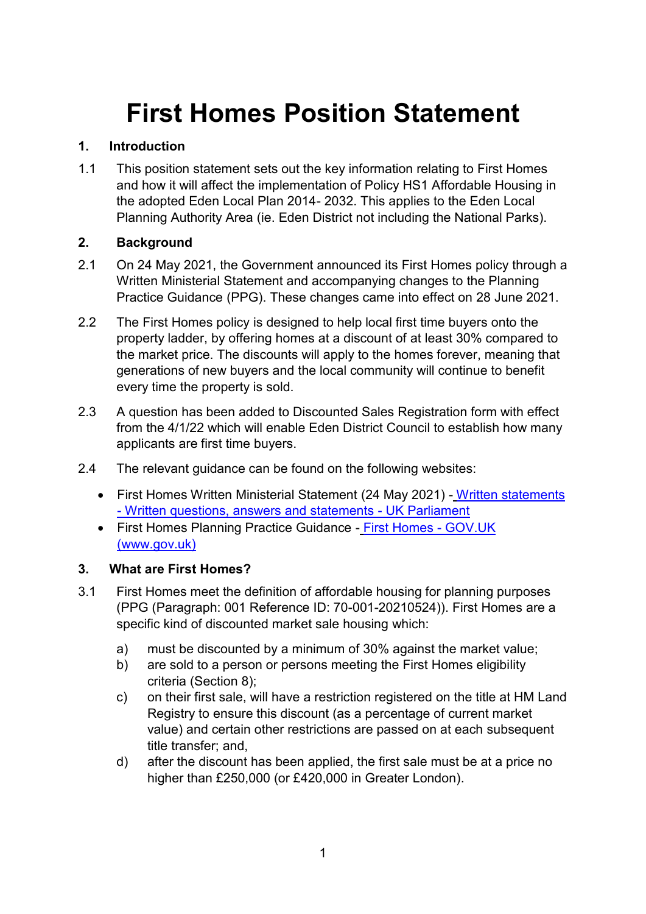# First Homes Position Statement

## 1. Introduction

1.1 This position statement sets out the key information relating to First Homes and how it will affect the implementation of Policy HS1 Affordable Housing in the adopted Eden Local Plan 2014- 2032. This applies to the Eden Local Planning Authority Area (ie. Eden District not including the National Parks).

## 2. Background

2.1 On 24 May 2021, the Government announced its First Homes policy through a Written Ministerial Statement and accompanying changes to the Planning Practice Guidance (PPG). These changes came into effect on 28 June 2021.

2.2 The First Homes policy is designed to help local first time buyers onto the property ladder, by offering homes at a discount of at least 30% compared to the market price. The discounts will apply to the homes forever, meaning that generations of new buyers and the local community will continue to benefit every time the property is sold.

2.3 A question has been added to Discounted Sales Registration form with effect from the 4/1/22 which will enable Eden District Council to establish how many applicants are first time buyers.

2.4 The relevant guidance can be found on the following websites:

- First Homes Written Ministerial Statement (24 May 2021) - Written statements - Written questions, answers and statements - UK Parliament
- First Homes Planning Practice Guidance - First Homes - GOV.UK (www.gov.uk)

## 3. What are First Homes?

3.1 First Homes meet the definition of affordable housing for planning purposes (PPG (Paragraph: 001 Reference ID: 70-001-20210524)). First Homes are a specific kind of discounted market sale housing which:

a) must be discounted by a minimum of 30% against the market value;
b) are sold to a person or persons meeting the First Homes eligibility criteria (Section 8);
c) on their first sale, will have a restriction registered on the title at HM Land Registry to ensure this discount (as a percentage of current market value) and certain other restrictions are passed on at each subsequent title transfer; and,
d) after the discount has been applied, the first sale must be at a price no higher than £250,000 (or £420,000 in Greater London).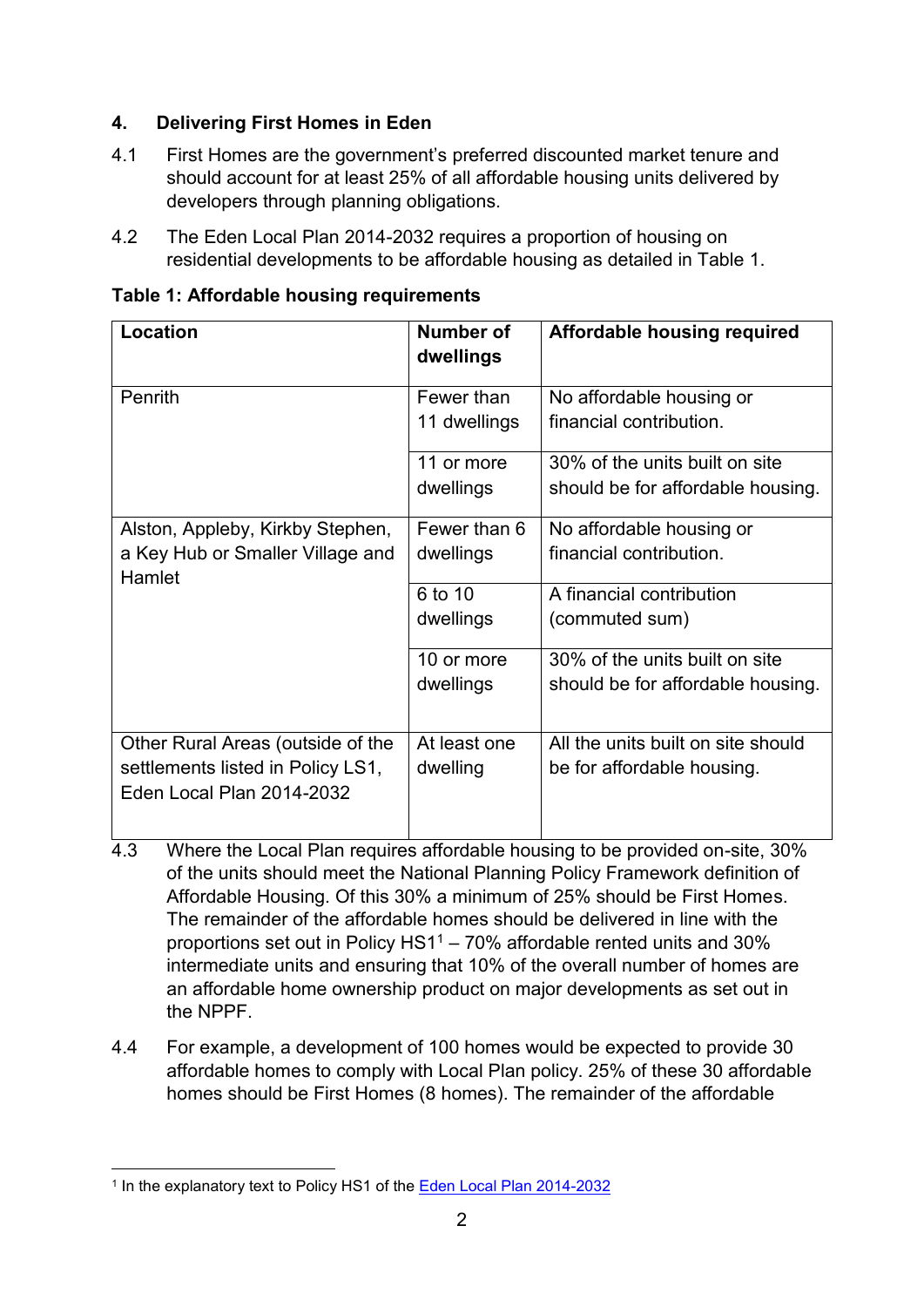## 4. Delivering First Homes in Eden

4.1 First Homes are the government's preferred discounted market tenure and should account for at least 25% of all affordable housing units delivered by developers through planning obligations.

4.2 The Eden Local Plan 2014-2032 requires a proportion of housing on residential developments to be affordable housing as detailed in Table 1.

**Table 1: Affordable housing requirements**

| Location | Number of dwellings | Affordable housing required |
|---|---|---|
| Penrith | Fewer than 11 dwellings | No affordable housing or financial contribution. |
| | 11 or more dwellings | 30% of the units built on site should be for affordable housing. |
| Alston, Appleby, Kirkby Stephen, a Key Hub or Smaller Village and Hamlet | Fewer than 6 dwellings | No affordable housing or financial contribution. |
| | 6 to 10 dwellings | A financial contribution (commuted sum) |
| | 10 or more dwellings | 30% of the units built on site should be for affordable housing. |
| Other Rural Areas (outside of the settlements listed in Policy LS1, Eden Local Plan 2014-2032 | At least one dwelling | All the units built on site should be for affordable housing. |

4.3 Where the Local Plan requires affordable housing to be provided on-site, 30% of the units should meet the National Planning Policy Framework definition of Affordable Housing. Of this 30% a minimum of 25% should be First Homes. The remainder of the affordable homes should be delivered in line with the proportions set out in Policy HS1[1] – 70% affordable rented units and 30% intermediate units and ensuring that 10% of the overall number of homes are an affordable home ownership product on major developments as set out in the NPPF.

4.4 For example, a development of 100 homes would be expected to provide 30 affordable homes to comply with Local Plan policy. 25% of these 30 affordable homes should be First Homes (8 homes). The remainder of the affordable

[1] In the explanatory text to Policy HS1 of the Eden Local Plan 2014-2032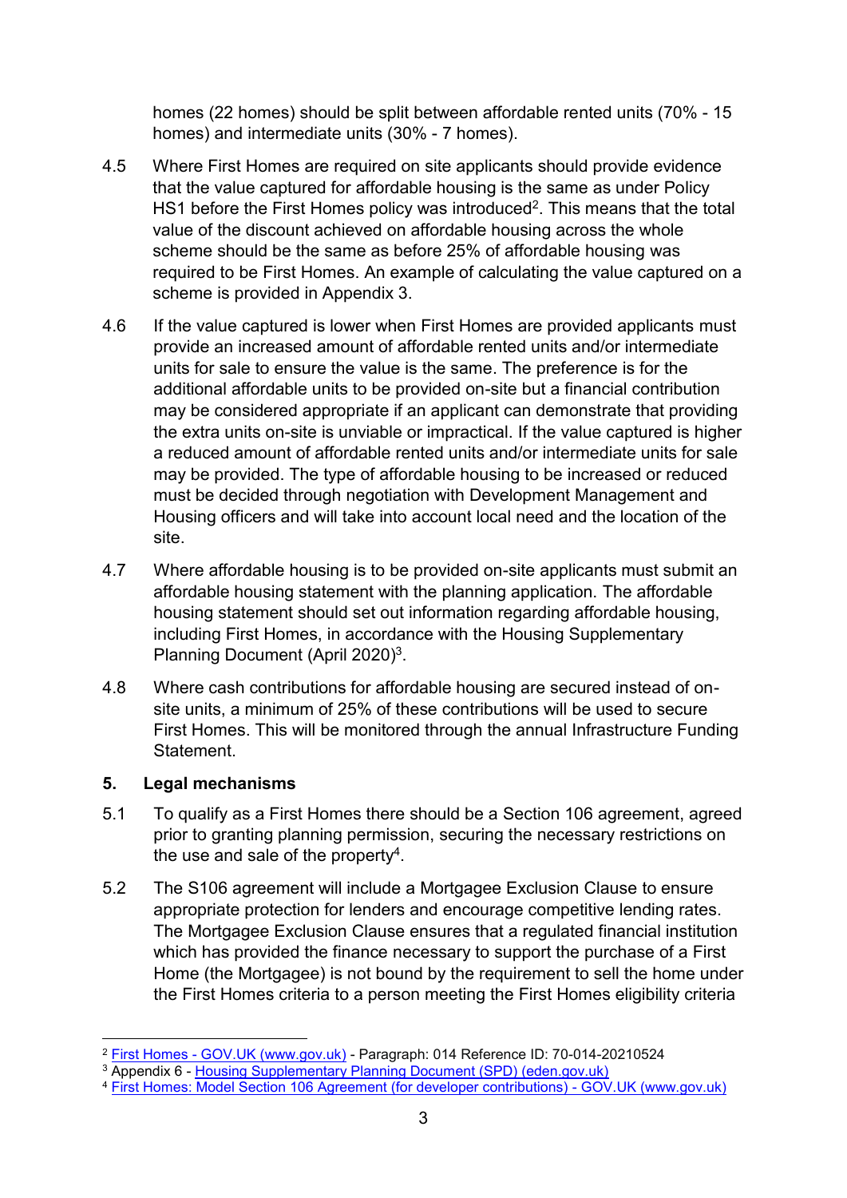homes (22 homes) should be split between affordable rented units (70% - 15 homes) and intermediate units (30% - 7 homes).

4.5 Where First Homes are required on site applicants should provide evidence that the value captured for affordable housing is the same as under Policy HS1 before the First Homes policy was introduced[2]. This means that the total value of the discount achieved on affordable housing across the whole scheme should be the same as before 25% of affordable housing was required to be First Homes. An example of calculating the value captured on a scheme is provided in Appendix 3.

4.6 If the value captured is lower when First Homes are provided applicants must provide an increased amount of affordable rented units and/or intermediate units for sale to ensure the value is the same. The preference is for the additional affordable units to be provided on-site but a financial contribution may be considered appropriate if an applicant can demonstrate that providing the extra units on-site is unviable or impractical. If the value captured is higher a reduced amount of affordable rented units and/or intermediate units for sale may be provided. The type of affordable housing to be increased or reduced must be decided through negotiation with Development Management and Housing officers and will take into account local need and the location of the site.

4.7 Where affordable housing is to be provided on-site applicants must submit an affordable housing statement with the planning application. The affordable housing statement should set out information regarding affordable housing, including First Homes, in accordance with the Housing Supplementary Planning Document (April 2020)[3].

4.8 Where cash contributions for affordable housing are secured instead of on-site units, a minimum of 25% of these contributions will be used to secure First Homes. This will be monitored through the annual Infrastructure Funding Statement.

## 5. Legal mechanisms

5.1 To qualify as a First Homes there should be a Section 106 agreement, agreed prior to granting planning permission, securing the necessary restrictions on the use and sale of the property[4].

5.2 The S106 agreement will include a Mortgagee Exclusion Clause to ensure appropriate protection for lenders and encourage competitive lending rates. The Mortgagee Exclusion Clause ensures that a regulated financial institution which has provided the finance necessary to support the purchase of a First Home (the Mortgagee) is not bound by the requirement to sell the home under the First Homes criteria to a person meeting the First Homes eligibility criteria

---

[2] First Homes - GOV.UK (www.gov.uk) - Paragraph: 014 Reference ID: 70-014-20210524

[3] Appendix 6 - Housing Supplementary Planning Document (SPD) (eden.gov.uk)

[4] First Homes: Model Section 106 Agreement (for developer contributions) - GOV.UK (www.gov.uk)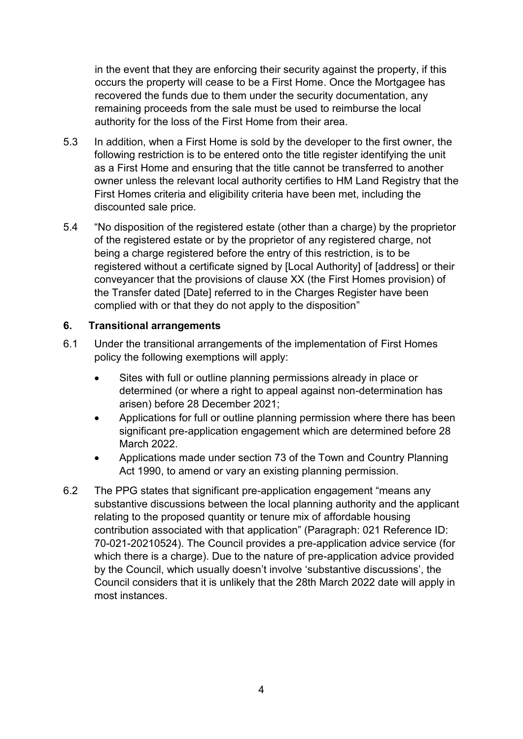in the event that they are enforcing their security against the property, if this occurs the property will cease to be a First Home. Once the Mortgagee has recovered the funds due to them under the security documentation, any remaining proceeds from the sale must be used to reimburse the local authority for the loss of the First Home from their area.

5.3 In addition, when a First Home is sold by the developer to the first owner, the following restriction is to be entered onto the title register identifying the unit as a First Home and ensuring that the title cannot be transferred to another owner unless the relevant local authority certifies to HM Land Registry that the First Homes criteria and eligibility criteria have been met, including the discounted sale price.

5.4 "No disposition of the registered estate (other than a charge) by the proprietor of the registered estate or by the proprietor of any registered charge, not being a charge registered before the entry of this restriction, is to be registered without a certificate signed by [Local Authority] of [address] or their conveyancer that the provisions of clause XX (the First Homes provision) of the Transfer dated [Date] referred to in the Charges Register have been complied with or that they do not apply to the disposition"

## 6. Transitional arrangements

6.1 Under the transitional arrangements of the implementation of First Homes policy the following exemptions will apply:

- Sites with full or outline planning permissions already in place or determined (or where a right to appeal against non-determination has arisen) before 28 December 2021;
- Applications for full or outline planning permission where there has been significant pre-application engagement which are determined before 28 March 2022.
- Applications made under section 73 of the Town and Country Planning Act 1990, to amend or vary an existing planning permission.

6.2 The PPG states that significant pre-application engagement "means any substantive discussions between the local planning authority and the applicant relating to the proposed quantity or tenure mix of affordable housing contribution associated with that application" (Paragraph: 021 Reference ID: 70-021-20210524). The Council provides a pre-application advice service (for which there is a charge). Due to the nature of pre-application advice provided by the Council, which usually doesn't involve 'substantive discussions', the Council considers that it is unlikely that the 28th March 2022 date will apply in most instances.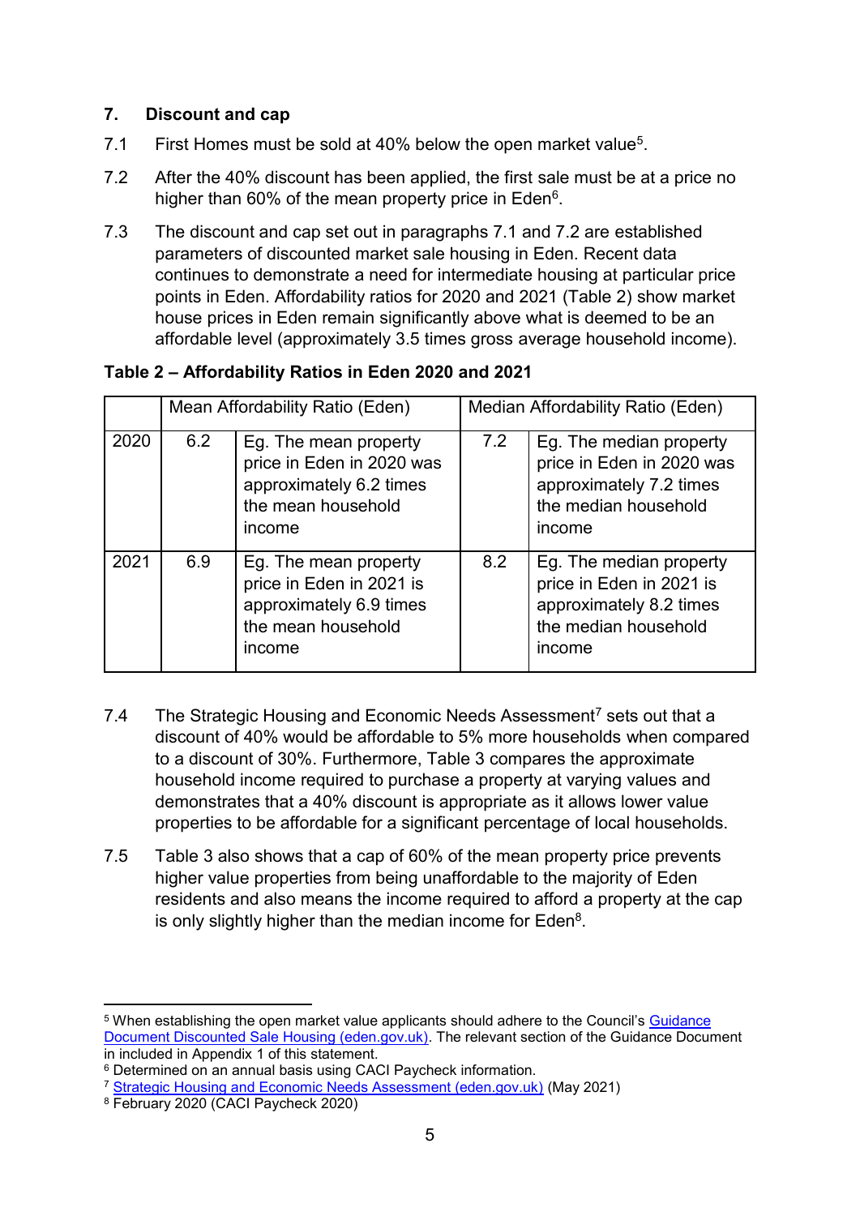## 7. Discount and cap

7.1 First Homes must be sold at 40% below the open market value[5].

7.2 After the 40% discount has been applied, the first sale must be at a price no higher than 60% of the mean property price in Eden[6].

7.3 The discount and cap set out in paragraphs 7.1 and 7.2 are established parameters of discounted market sale housing in Eden. Recent data continues to demonstrate a need for intermediate housing at particular price points in Eden. Affordability ratios for 2020 and 2021 (Table 2) show market house prices in Eden remain significantly above what is deemed to be an affordable level (approximately 3.5 times gross average household income).

**Table 2 – Affordability Ratios in Eden 2020 and 2021**

| | Mean Affordability Ratio (Eden) | | Median Affordability Ratio (Eden) | |
|---|---|---|---|---|
| 2020 | 6.2 | Eg. The mean property price in Eden in 2020 was approximately 6.2 times the mean household income | 7.2 | Eg. The median property price in Eden in 2020 was approximately 7.2 times the median household income |
| 2021 | 6.9 | Eg. The mean property price in Eden in 2021 is approximately 6.9 times the mean household income | 8.2 | Eg. The median property price in Eden in 2021 is approximately 8.2 times the median household income |

7.4 The Strategic Housing and Economic Needs Assessment[7] sets out that a discount of 40% would be affordable to 5% more households when compared to a discount of 30%. Furthermore, Table 3 compares the approximate household income required to purchase a property at varying values and demonstrates that a 40% discount is appropriate as it allows lower value properties to be affordable for a significant percentage of local households.

7.5 Table 3 also shows that a cap of 60% of the mean property price prevents higher value properties from being unaffordable to the majority of Eden residents and also means the income required to afford a property at the cap is only slightly higher than the median income for Eden[8].

---

[5] When establishing the open market value applicants should adhere to the Council's Guidance Document Discounted Sale Housing (eden.gov.uk). The relevant section of the Guidance Document in included in Appendix 1 of this statement.

[6] Determined on an annual basis using CACI Paycheck information.

[7] Strategic Housing and Economic Needs Assessment (eden.gov.uk) (May 2021)

[8] February 2020 (CACI Paycheck 2020)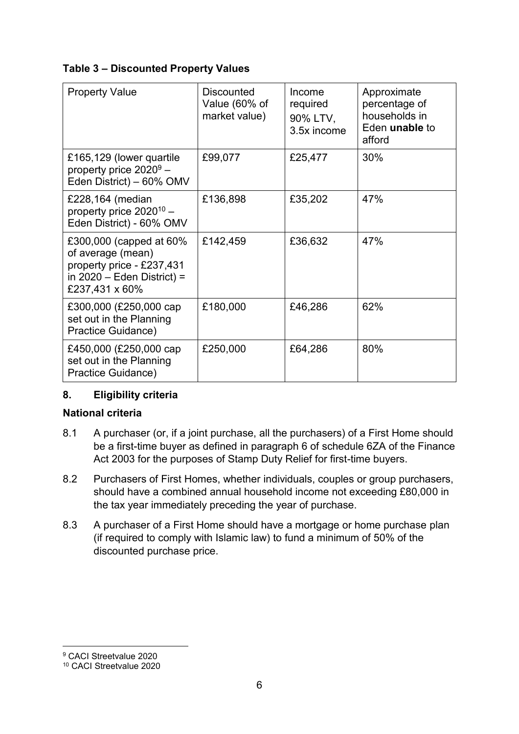**Table 3 – Discounted Property Values**

| Property Value | Discounted Value (60% of market value) | Income required 90% LTV, 3.5x income | Approximate percentage of households in Eden **unable** to afford |
|---|---|---|---|
| £165,129 (lower quartile property price 2020[9] – Eden District) – 60% OMV | £99,077 | £25,477 | 30% |
| £228,164 (median property price 2020[10] – Eden District) - 60% OMV | £136,898 | £35,202 | 47% |
| £300,000 (capped at 60% of average (mean) property price - £237,431 in 2020 – Eden District) = £237,431 x 60% | £142,459 | £36,632 | 47% |
| £300,000 (£250,000 cap set out in the Planning Practice Guidance) | £180,000 | £46,286 | 62% |
| £450,000 (£250,000 cap set out in the Planning Practice Guidance) | £250,000 | £64,286 | 80% |

## 8. Eligibility criteria

### National criteria

8.1 A purchaser (or, if a joint purchase, all the purchasers) of a First Home should be a first-time buyer as defined in paragraph 6 of schedule 6ZA of the Finance Act 2003 for the purposes of Stamp Duty Relief for first-time buyers.

8.2 Purchasers of First Homes, whether individuals, couples or group purchasers, should have a combined annual household income not exceeding £80,000 in the tax year immediately preceding the year of purchase.

8.3 A purchaser of a First Home should have a mortgage or home purchase plan (if required to comply with Islamic law) to fund a minimum of 50% of the discounted purchase price.

---

[9] CACI Streetvalue 2020

[10] CACI Streetvalue 2020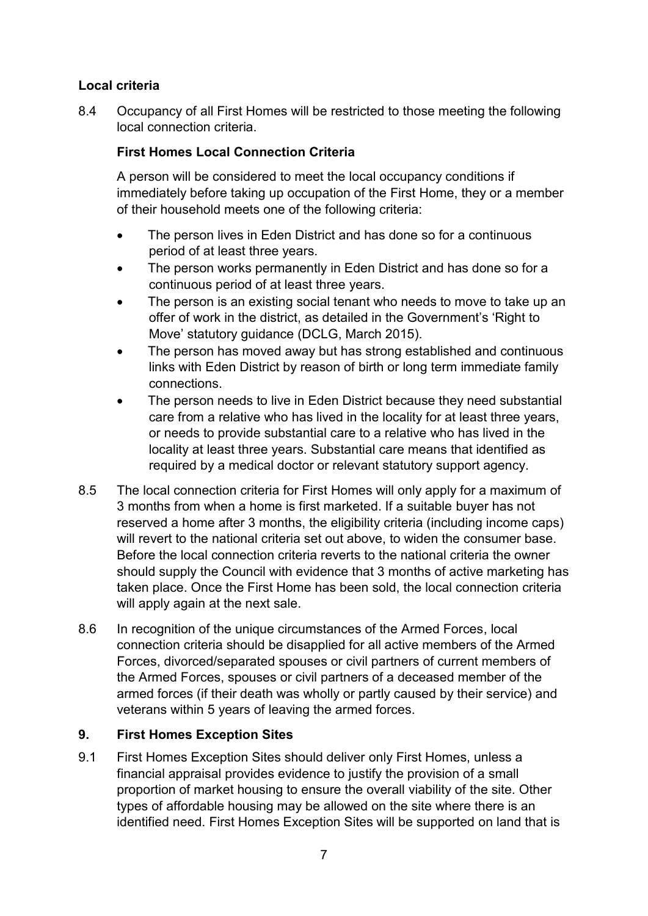### Local criteria

8.4 Occupancy of all First Homes will be restricted to those meeting the following local connection criteria.

**First Homes Local Connection Criteria**

A person will be considered to meet the local occupancy conditions if immediately before taking up occupation of the First Home, they or a member of their household meets one of the following criteria:

- The person lives in Eden District and has done so for a continuous period of at least three years.
- The person works permanently in Eden District and has done so for a continuous period of at least three years.
- The person is an existing social tenant who needs to move to take up an offer of work in the district, as detailed in the Government's 'Right to Move' statutory guidance (DCLG, March 2015).
- The person has moved away but has strong established and continuous links with Eden District by reason of birth or long term immediate family connections.
- The person needs to live in Eden District because they need substantial care from a relative who has lived in the locality for at least three years, or needs to provide substantial care to a relative who has lived in the locality at least three years. Substantial care means that identified as required by a medical doctor or relevant statutory support agency.

8.5 The local connection criteria for First Homes will only apply for a maximum of 3 months from when a home is first marketed. If a suitable buyer has not reserved a home after 3 months, the eligibility criteria (including income caps) will revert to the national criteria set out above, to widen the consumer base. Before the local connection criteria reverts to the national criteria the owner should supply the Council with evidence that 3 months of active marketing has taken place. Once the First Home has been sold, the local connection criteria will apply again at the next sale.

8.6 In recognition of the unique circumstances of the Armed Forces, local connection criteria should be disapplied for all active members of the Armed Forces, divorced/separated spouses or civil partners of current members of the Armed Forces, spouses or civil partners of a deceased member of the armed forces (if their death was wholly or partly caused by their service) and veterans within 5 years of leaving the armed forces.

## 9. First Homes Exception Sites

9.1 First Homes Exception Sites should deliver only First Homes, unless a financial appraisal provides evidence to justify the provision of a small proportion of market housing to ensure the overall viability of the site. Other types of affordable housing may be allowed on the site where there is an identified need. First Homes Exception Sites will be supported on land that is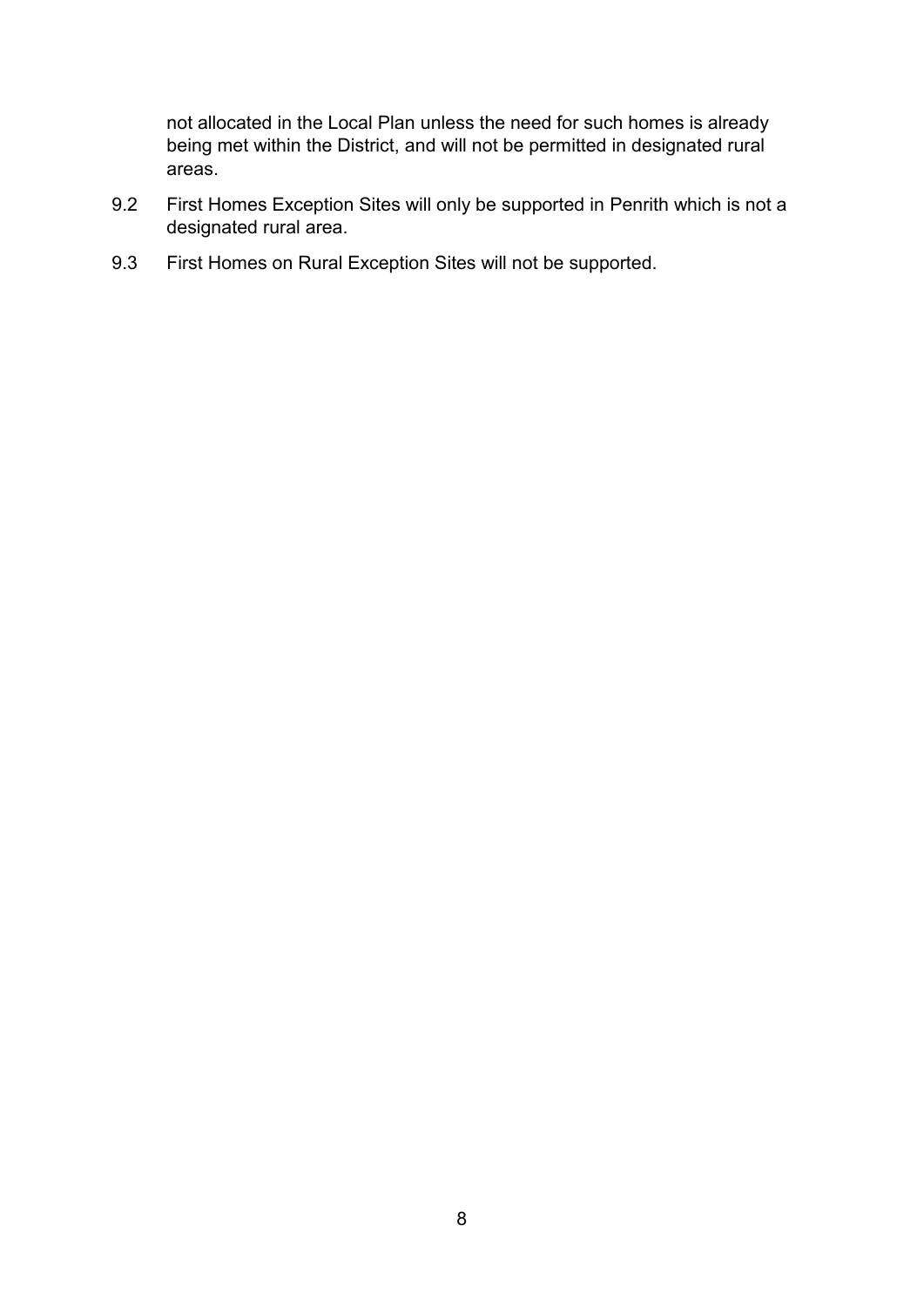not allocated in the Local Plan unless the need for such homes is already being met within the District, and will not be permitted in designated rural areas.

9.2 First Homes Exception Sites will only be supported in Penrith which is not a designated rural area.

9.3 First Homes on Rural Exception Sites will not be supported.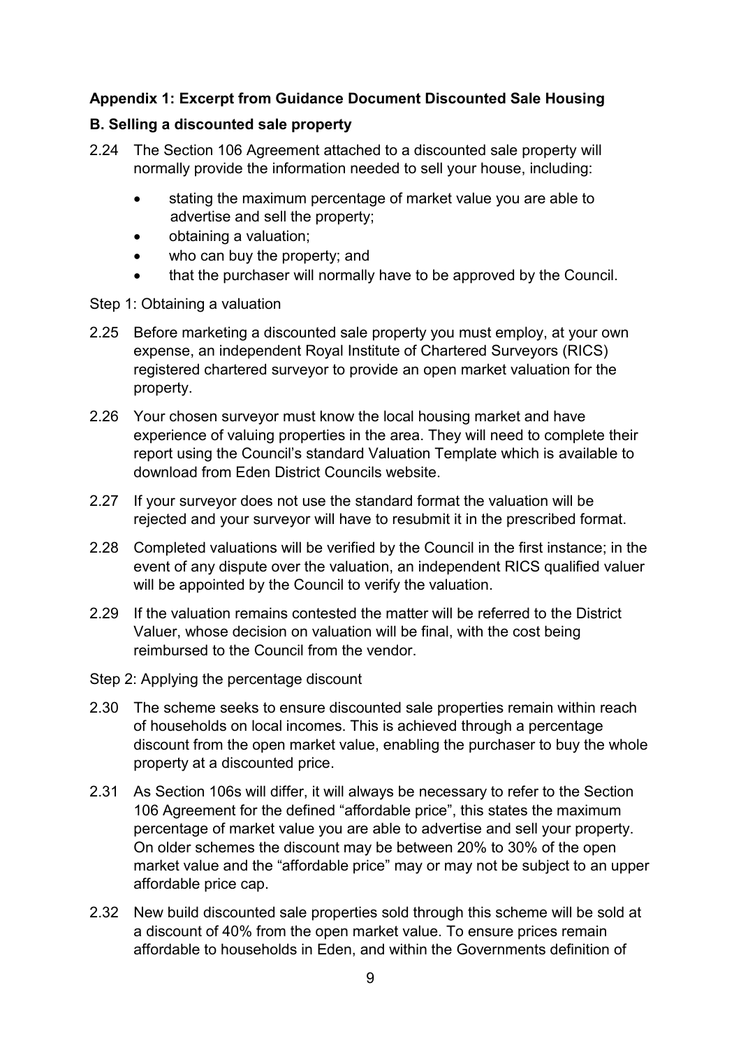**Appendix 1: Excerpt from Guidance Document Discounted Sale Housing**

**B. Selling a discounted sale property**

2.24 The Section 106 Agreement attached to a discounted sale property will normally provide the information needed to sell your house, including:

- stating the maximum percentage of market value you are able to advertise and sell the property;
- obtaining a valuation;
- who can buy the property; and
- that the purchaser will normally have to be approved by the Council.

Step 1: Obtaining a valuation

2.25 Before marketing a discounted sale property you must employ, at your own expense, an independent Royal Institute of Chartered Surveyors (RICS) registered chartered surveyor to provide an open market valuation for the property.

2.26 Your chosen surveyor must know the local housing market and have experience of valuing properties in the area. They will need to complete their report using the Council's standard Valuation Template which is available to download from Eden District Councils website.

2.27 If your surveyor does not use the standard format the valuation will be rejected and your surveyor will have to resubmit it in the prescribed format.

2.28 Completed valuations will be verified by the Council in the first instance; in the event of any dispute over the valuation, an independent RICS qualified valuer will be appointed by the Council to verify the valuation.

2.29 If the valuation remains contested the matter will be referred to the District Valuer, whose decision on valuation will be final, with the cost being reimbursed to the Council from the vendor.

Step 2: Applying the percentage discount

2.30 The scheme seeks to ensure discounted sale properties remain within reach of households on local incomes. This is achieved through a percentage discount from the open market value, enabling the purchaser to buy the whole property at a discounted price.

2.31 As Section 106s will differ, it will always be necessary to refer to the Section 106 Agreement for the defined "affordable price", this states the maximum percentage of market value you are able to advertise and sell your property. On older schemes the discount may be between 20% to 30% of the open market value and the "affordable price" may or may not be subject to an upper affordable price cap.

2.32 New build discounted sale properties sold through this scheme will be sold at a discount of 40% from the open market value. To ensure prices remain affordable to households in Eden, and within the Governments definition of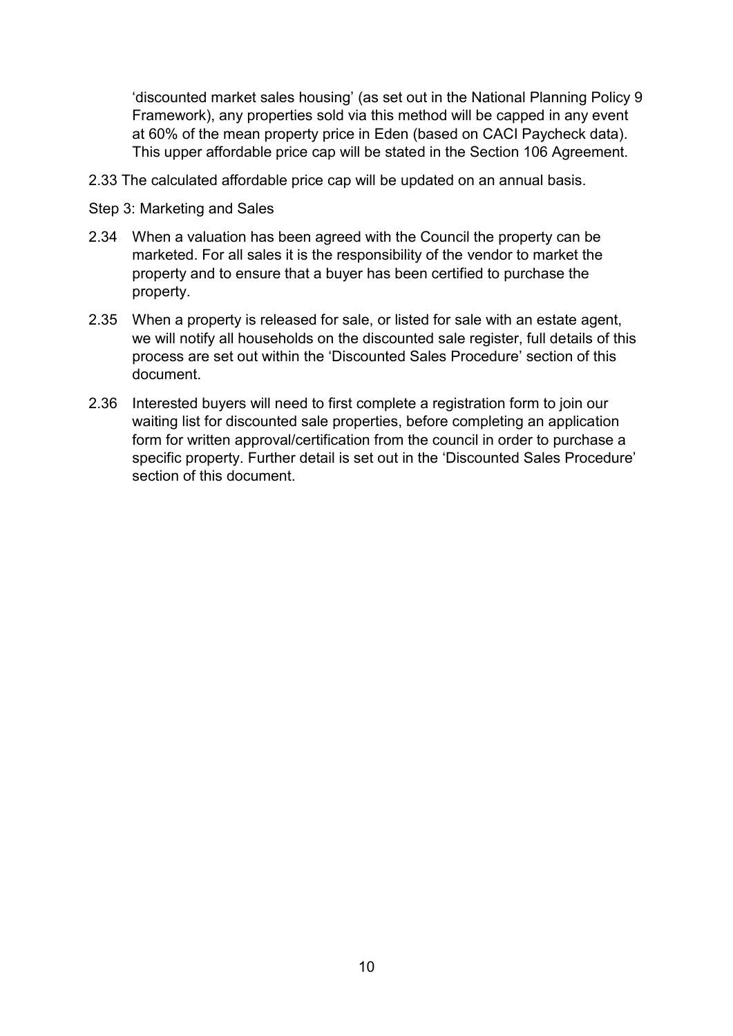‘discounted market sales housing’ (as set out in the National Planning Policy 9 Framework), any properties sold via this method will be capped in any event at 60% of the mean property price in Eden (based on CACI Paycheck data). This upper affordable price cap will be stated in the Section 106 Agreement.

2.33 The calculated affordable price cap will be updated on an annual basis.

Step 3: Marketing and Sales

2.34 When a valuation has been agreed with the Council the property can be marketed. For all sales it is the responsibility of the vendor to market the property and to ensure that a buyer has been certified to purchase the property.

2.35 When a property is released for sale, or listed for sale with an estate agent, we will notify all households on the discounted sale register, full details of this process are set out within the ‘Discounted Sales Procedure’ section of this document.

2.36 Interested buyers will need to first complete a registration form to join our waiting list for discounted sale properties, before completing an application form for written approval/certification from the council in order to purchase a specific property. Further detail is set out in the ‘Discounted Sales Procedure’ section of this document.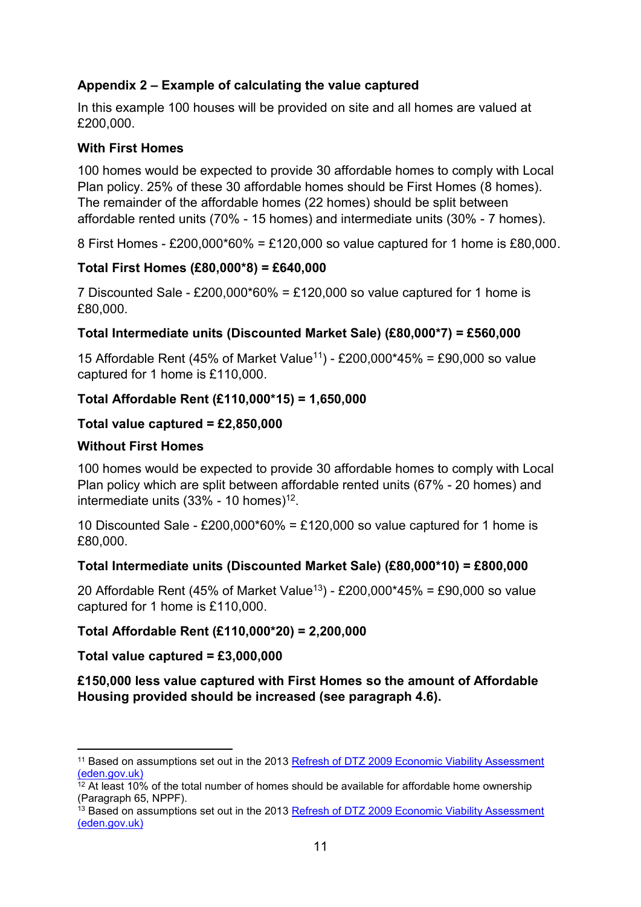**Appendix 2 – Example of calculating the value captured**

In this example 100 houses will be provided on site and all homes are valued at £200,000.

**With First Homes**

100 homes would be expected to provide 30 affordable homes to comply with Local Plan policy. 25% of these 30 affordable homes should be First Homes (8 homes). The remainder of the affordable homes (22 homes) should be split between affordable rented units (70% - 15 homes) and intermediate units (30% - 7 homes).

8 First Homes - £200,000*60% = £120,000 so value captured for 1 home is £80,000.

**Total First Homes (£80,000*8) = £640,000**

7 Discounted Sale - £200,000*60% = £120,000 so value captured for 1 home is £80,000.

**Total Intermediate units (Discounted Market Sale) (£80,000*7) = £560,000**

15 Affordable Rent (45% of Market Value[11]) - £200,000*45% = £90,000 so value captured for 1 home is £110,000.

**Total Affordable Rent (£110,000*15) = 1,650,000**

**Total value captured = £2,850,000**

**Without First Homes**

100 homes would be expected to provide 30 affordable homes to comply with Local Plan policy which are split between affordable rented units (67% - 20 homes) and intermediate units (33% - 10 homes)[12].

10 Discounted Sale - £200,000*60% = £120,000 so value captured for 1 home is £80,000.

**Total Intermediate units (Discounted Market Sale) (£80,000*10) = £800,000**

20 Affordable Rent (45% of Market Value[13]) - £200,000*45% = £90,000 so value captured for 1 home is £110,000.

**Total Affordable Rent (£110,000*20) = 2,200,000**

**Total value captured = £3,000,000**

**£150,000 less value captured with First Homes so the amount of Affordable Housing provided should be increased (see paragraph 4.6).**

---

[11] Based on assumptions set out in the 2013 Refresh of DTZ 2009 Economic Viability Assessment (eden.gov.uk)

[12] At least 10% of the total number of homes should be available for affordable home ownership (Paragraph 65, NPPF).

[13] Based on assumptions set out in the 2013 Refresh of DTZ 2009 Economic Viability Assessment (eden.gov.uk)